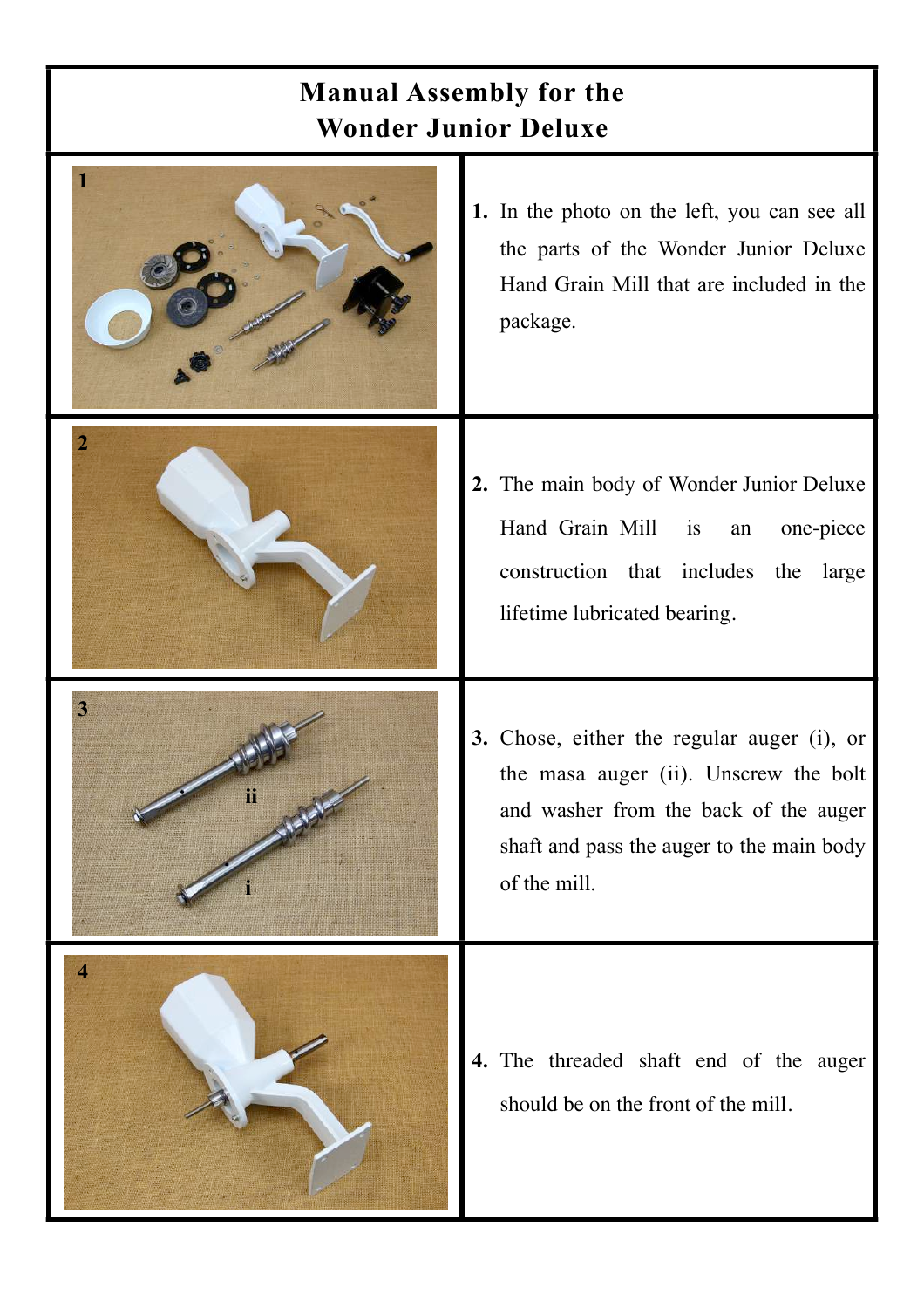# Manual Assembly for the Wonder Junior Deluxe

| | |
|---|---|
| 1 | 1. In the photo on the left, you can see all the parts of the Wonder Junior Deluxe Hand Grain Mill that are included in the package. |
| 2 | 2. The main body of Wonder Junior Deluxe Hand Grain Mill is an one-piece construction that includes the large lifetime lubricated bearing. |
| 3 | 3. Chose, either the regular auger (i), or the masa auger (ii). Unscrew the bolt and washer from the back of the auger shaft and pass the auger to the main body of the mill. |
| 4 | 4. The threaded shaft end of the auger should be on the front of the mill. |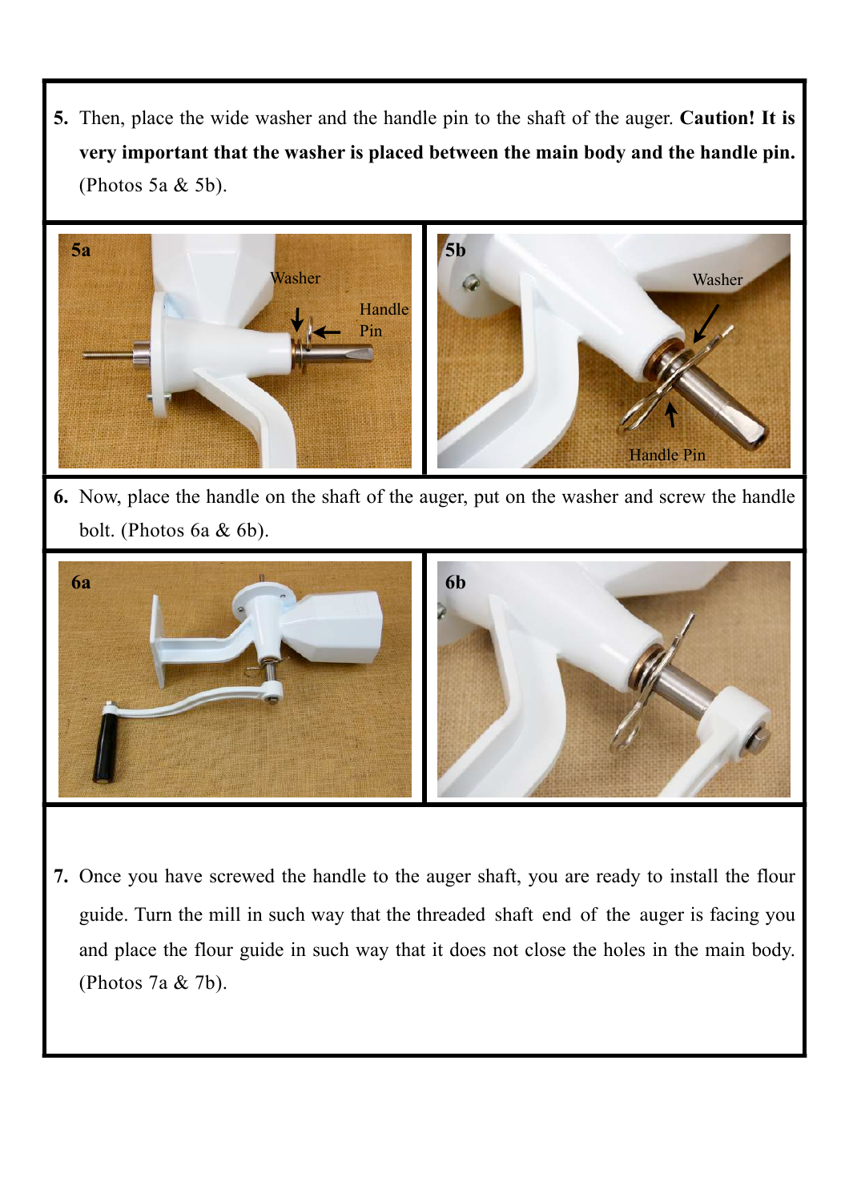5. Then, place the wide washer and the handle pin to the shaft of the auger. **Caution! It is very important that the washer is placed between the main body and the handle pin.** (Photos 5a & 5b).

5a

Washer

Handle Pin

5b

Washer

Handle Pin

6. Now, place the handle on the shaft of the auger, put on the washer and screw the handle bolt. (Photos 6a & 6b).

6a

6b

7. Once you have screwed the handle to the auger shaft, you are ready to install the flour guide. Turn the mill in such way that the threaded shaft end of the auger is facing you and place the flour guide in such way that it does not close the holes in the main body. (Photos 7a & 7b).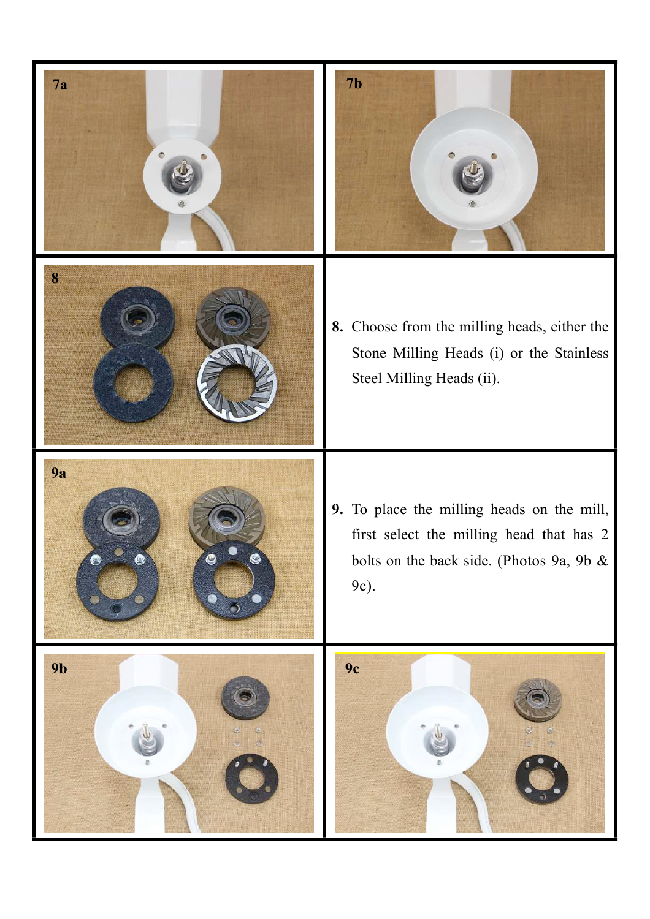7a

7b

8

8. Choose from the milling heads, either the Stone Milling Heads (i) or the Stainless Steel Milling Heads (ii).

9a

9. To place the milling heads on the mill, first select the milling head that has 2 bolts on the back side. (Photos 9a, 9b & 9c).

9b

9c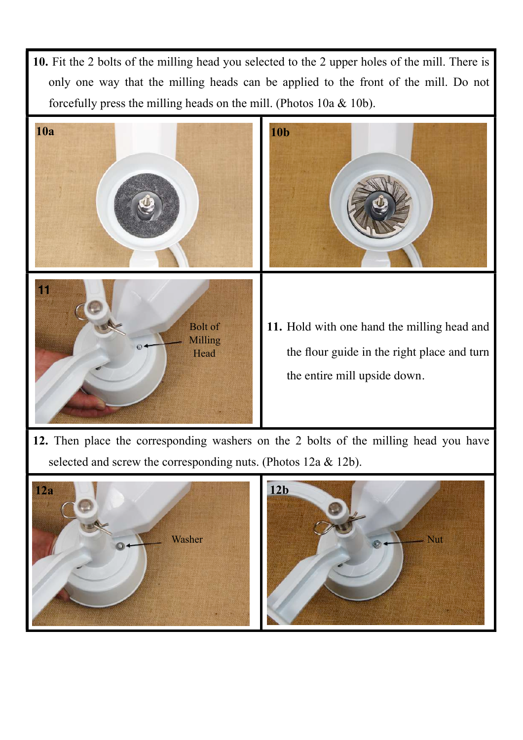**10.** Fit the 2 bolts of the milling head you selected to the 2 upper holes of the mill. There is only one way that the milling heads can be applied to the front of the mill. Do not forcefully press the milling heads on the mill. (Photos 10a & 10b).

10a

10b

11

Bolt of Milling Head

**11.** Hold with one hand the milling head and the flour guide in the right place and turn the entire mill upside down.

**12.** Then place the corresponding washers on the 2 bolts of the milling head you have selected and screw the corresponding nuts. (Photos 12a & 12b).

12a

Washer

12b

Nut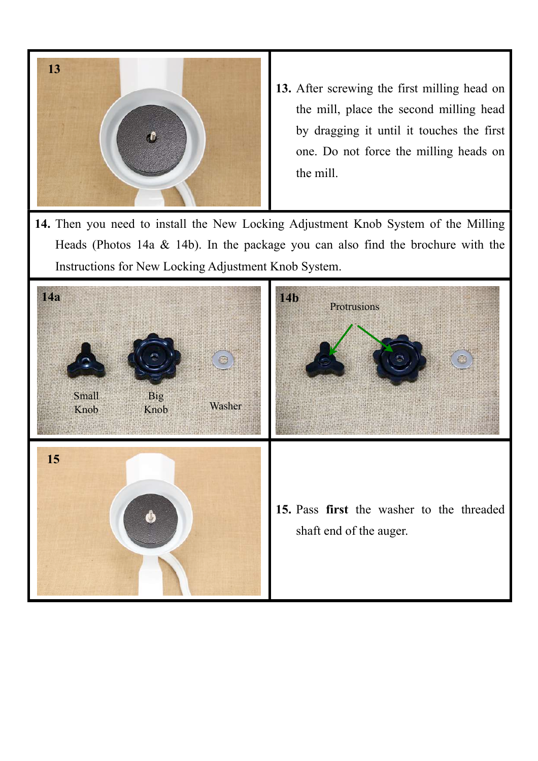13

13. After screwing the first milling head on the mill, place the second milling head by dragging it until it touches the first one. Do not force the milling heads on the mill.

14. Then you need to install the New Locking Adjustment Knob System of the Milling Heads (Photos 14a & 14b). In the package you can also find the brochure with the Instructions for New Locking Adjustment Knob System.

14a

Small Knob

Big Knob

Washer

14b

Protrusions

15

15. Pass **first** the washer to the threaded shaft end of the auger.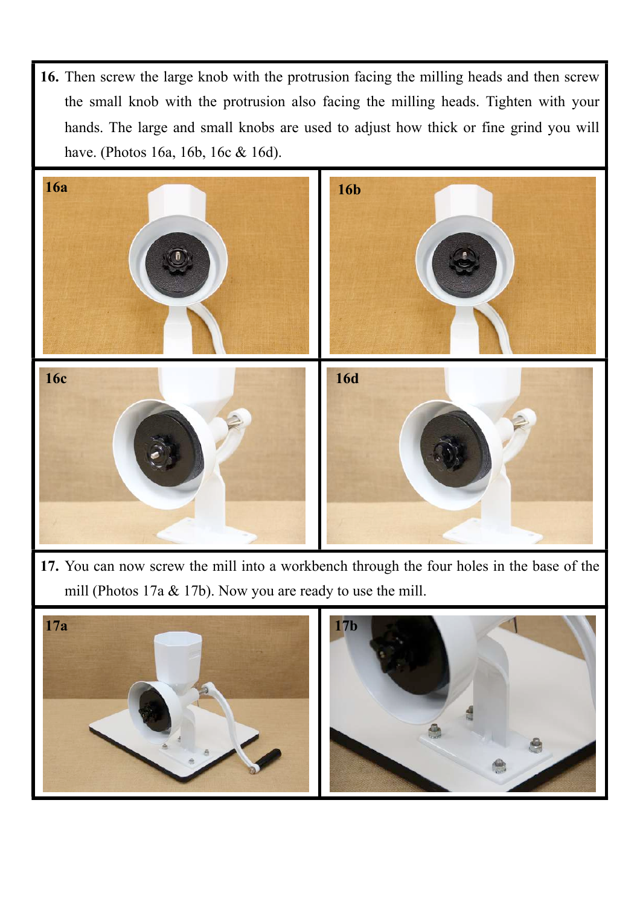16. Then screw the large knob with the protrusion facing the milling heads and then screw the small knob with the protrusion also facing the milling heads. Tighten with your hands. The large and small knobs are used to adjust how thick or fine grind you will have. (Photos 16a, 16b, 16c & 16d).

16a

16b

16c

16d

17. You can now screw the mill into a workbench through the four holes in the base of the mill (Photos 17a & 17b). Now you are ready to use the mill.

17a

17b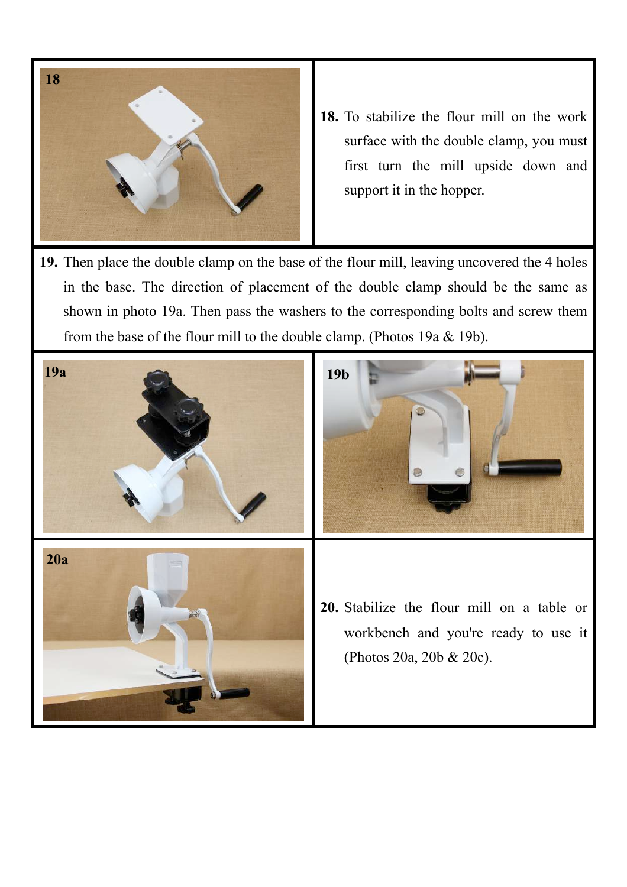18

**18.** To stabilize the flour mill on the work surface with the double clamp, you must first turn the mill upside down and support it in the hopper.

**19.** Then place the double clamp on the base of the flour mill, leaving uncovered the 4 holes in the base. The direction of placement of the double clamp should be the same as shown in photo 19a. Then pass the washers to the corresponding bolts and screw them from the base of the flour mill to the double clamp. (Photos 19a & 19b).

19a

19b

20a

**20.** Stabilize the flour mill on a table or workbench and you're ready to use it (Photos 20a, 20b & 20c).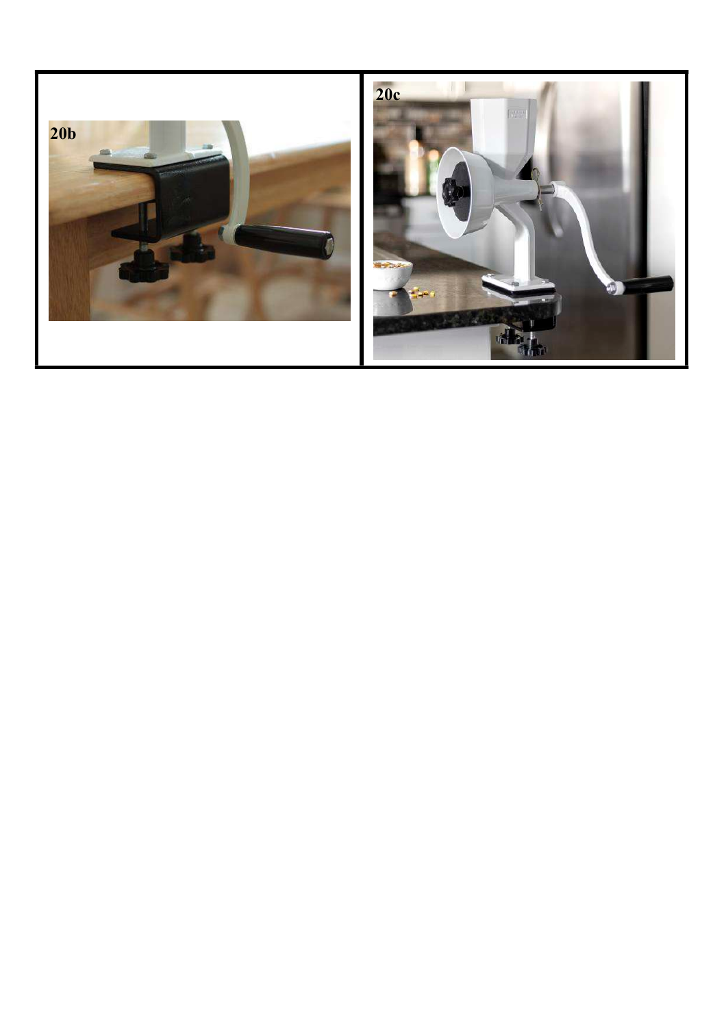20b

20c